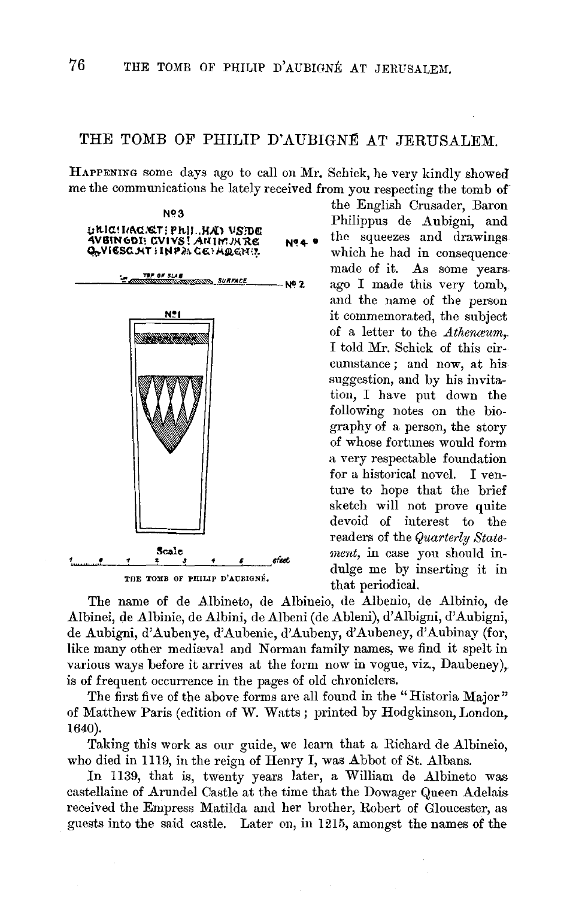# THE TOMB OF PHILIP D'AUBIGNÉ AT JERUSALEM.

HAPPENING some days ago to call on Mr. Schick, he very kindly showed me the communications he lately received from you respecting the tomb of the English Crusader, Baron Philippus de Aubigni, and the squeezes and drawings which he had in consequence made of it. As some years ago I made this very tomb, and the name of the person it commemorated, the subject of a letter to the *Athenæum*, I told Mr. Schick of this circumstance; and now, at his suggestion, and by his invitation, I have put down the following notes on the biography of a person, the story of whose fortunes would form a very respectable foundation for a historical novel. I venture to hope that the brief sketch will not prove quite devoid of interest to the readers of the *Quarterly Statement*, in case you should indulge me by inserting it in that periodical.

THE TOMB OF PHILIP D'AUBIGNÉ.

The name of de Albineto, de Albineio, de Albenio, de Albinio, de Albinei, de Albinie, de Albini, de Albeni (de Ableni), d'Albigni, d'Aubigni, de Aubigni, d'Aubenye, d'Aubenie, d'Aubeny, d'Aubeney, d'Aubinay (for, like many other mediæval and Norman family names, we find it spelt in various ways before it arrives at the form now in vogue, viz., Daubeney), is of frequent occurrence in the pages of old chroniclers.

The first five of the above forms are all found in the "Historia Major" of Matthew Paris (edition of W. Watts; printed by Hodgkinson, London, 1640).

Taking this work as our guide, we learn that a Richard de Albineio, who died in 1119, in the reign of Henry I, was Abbot of St. Albans.

In 1139, that is, twenty years later, a William de Albineto was castellaine of Arundel Castle at the time that the Dowager Queen Adelais received the Empress Matilda and her brother, Robert of Gloucester, as guests into the said castle. Later on, in 1215, amongst the names of the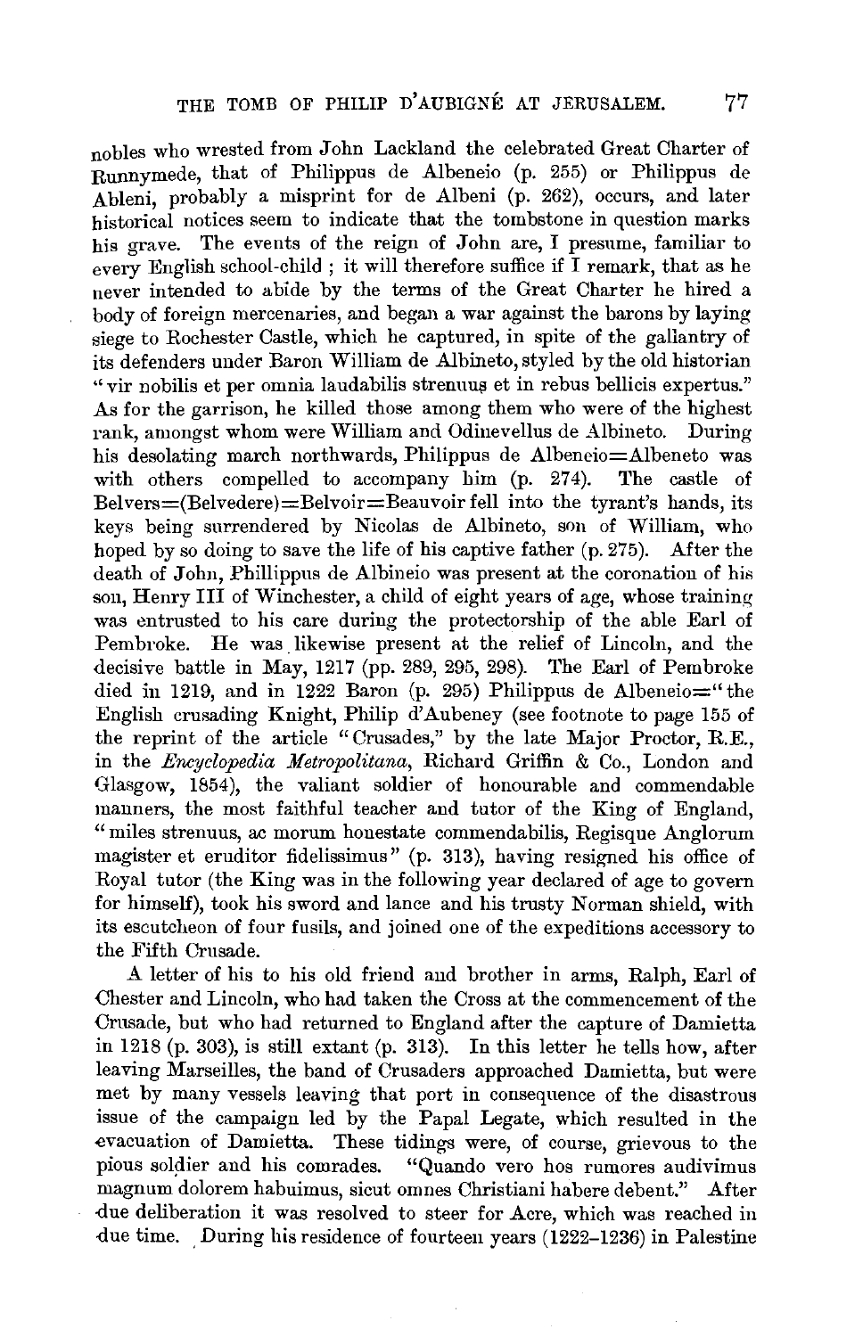nobles who wrested from John Lackland the celebrated Great Charter of Runnymede, that of Philippus de Albeneio (p. 255) or Philippus de Ableni, probably a misprint for de Albeni (p. 262), occurs, and later historical notices seem to indicate that the tombstone in question marks his grave. The events of the reign of John are, I presume, familiar to every English school-child ; it will therefore suffice if I remark, that as he never intended to abide by the terms of the Great Charter he hired a body of foreign mercenaries, and began a war against the barons by laying siege to Rochester Castle, which he captured, in spite of the gallantry of its defenders under Baron William de Albineto, styled by the old historian "vir nobilis et per omnia laudabilis strenuus et in rebus bellicis expertus." As for the garrison, he killed those among them who were of the highest rank, amongst whom were William and Odinevellus de Albineto. During his desolating march northwards, Philippus de Albeneio=Albeneto was with others compelled to accompany him (p. 274). The castle of Belvers=(Belvedere)=Belvoir=Beauvoir fell into the tyrant's hands, its keys being surrendered by Nicolas de Albineto, son of William, who hoped by so doing to save the life of his captive father (p. 275). After the death of John, Phillippus de Albineio was present at the coronation of his son, Henry III of Winchester, a child of eight years of age, whose training was entrusted to his care during the protectorship of the able Earl of Pembroke. He was likewise present at the relief of Lincoln, and the decisive battle in May, 1217 (pp. 289, 295, 298). The Earl of Pembroke died in 1219, and in 1222 Baron (p. 295) Philippus de Albeneio="the English crusading Knight, Philip d'Aubeney (see footnote to page 155 of the reprint of the article "Crusades," by the late Major Proctor, R.E., in the *Encyclopedia Metropolitana*, Richard Griffin & Co., London and Glasgow, 1854), the valiant soldier of honourable and commendable manners, the most faithful teacher and tutor of the King of England, "miles strenuus, ac morum honestate commendabilis, Regisque Anglorum magister et eruditor fidelissimus" (p. 313), having resigned his office of Royal tutor (the King was in the following year declared of age to govern for himself), took his sword and lance and his trusty Norman shield, with its escutcheon of four fusils, and joined one of the expeditions accessory to the Fifth Crusade.

A letter of his to his old friend and brother in arms, Ralph, Earl of Chester and Lincoln, who had taken the Cross at the commencement of the Crusade, but who had returned to England after the capture of Damietta in 1218 (p. 303), is still extant (p. 313). In this letter he tells how, after leaving Marseilles, the band of Crusaders approached Damietta, but were met by many vessels leaving that port in consequence of the disastrous issue of the campaign led by the Papal Legate, which resulted in the evacuation of Damietta. These tidings were, of course, grievous to the pious soldier and his comrades. "Quando vero hos rumores audivimus magnum dolorem habuimus, sicut omnes Christiani habere debent." After due deliberation it was resolved to steer for Acre, which was reached in due time. During his residence of fourteen years (1222–1236) in Palestine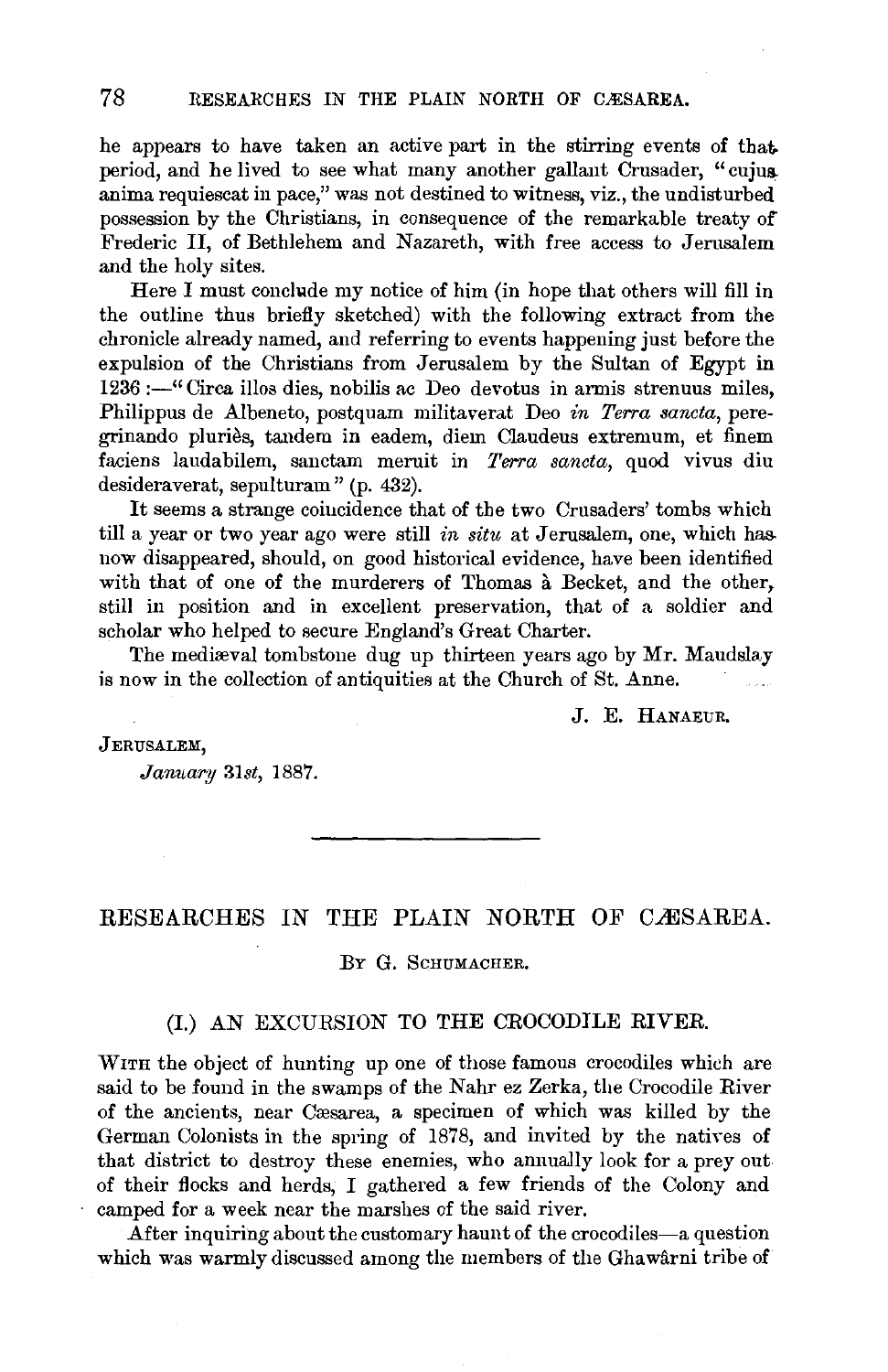he appears to have taken an active part in the stirring events of that period, and he lived to see what many another gallant Crusader, "cujus anima requiescat in pace," was not destined to witness, viz., the undisturbed possession by the Christians, in consequence of the remarkable treaty of Frederic II, of Bethlehem and Nazareth, with free access to Jerusalem and the holy sites.

Here I must conclude my notice of him (in hope that others will fill in the outline thus briefly sketched) with the following extract from the chronicle already named, and referring to events happening just before the expulsion of the Christians from Jerusalem by the Sultan of Egypt in 1236:—"Circa illos dies, nobilis ac Deo devotus in armis strenuus miles, Philippus de Albeneto, postquam militaverat Deo *in Terra sancta*, peregrinando pluriès, tandem in eadem, diem Claudeus extremum, et finem faciens laudabilem, sanctam meruit in *Terra sancta*, quod vivus diu desideraverat, sepulturam" (p. 432).

It seems a strange coincidence that of the two Crusaders' tombs which till a year or two year ago were still *in situ* at Jerusalem, one, which has now disappeared, should, on good historical evidence, have been identified with that of one of the murderers of Thomas à Becket, and the other, still in position and in excellent preservation, that of a soldier and scholar who helped to secure England's Great Charter.

The mediæval tombstone dug up thirteen years ago by Mr. Maudslay is now in the collection of antiquities at the Church of St. Anne.

J. E. HANAEUR.

JERUSALEM,
*January 31st*, 1887.

---

# RESEARCHES IN THE PLAIN NORTH OF CÆSAREA.

BY G. SCHUMACHER.

## (I.) AN EXCURSION TO THE CROCODILE RIVER.

WITH the object of hunting up one of those famous crocodiles which are said to be found in the swamps of the Nahr ez Zerka, the Crocodile River of the ancients, near Cæsarea, a specimen of which was killed by the German Colonists in the spring of 1878, and invited by the natives of that district to destroy these enemies, who annually look for a prey out of their flocks and herds, I gathered a few friends of the Colony and camped for a week near the marshes of the said river.

After inquiring about the customary haunt of the crocodiles—a question which was warmly discussed among the members of the Ghawârni tribe of